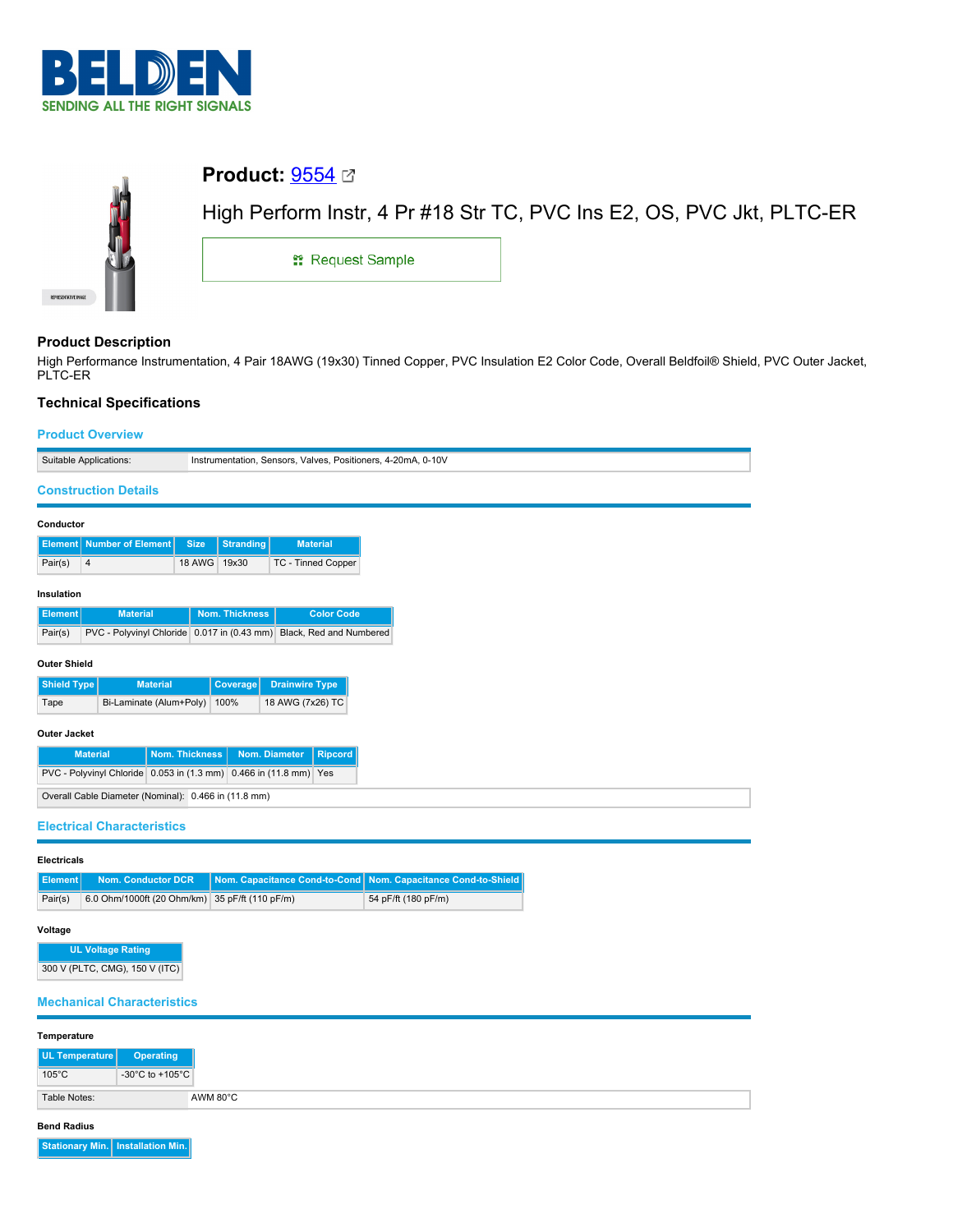# Product: 9554

High Perform Instr, 4 Pr #18 Str TC, PVC Ins E2, OS, PVC Jkt, PLTC-ER

Request Sample

## Product Description

High Performance Instrumentation, 4 Pair 18AWG (19x30) Tinned Copper, PVC Insulation E2 Color Code, Overall Beldfoil® Shield, PVC Outer Jacket, PLTC-ER

## Technical Specifications

### Product Overview

| Suitable Applications: | Instrumentation, Sensors, Valves, Positioners, 4-20mA, 0-10V |
|---|---|

### Construction Details

#### Conductor

| Element | Number of Element | Size | Stranding | Material |
|---|---|---|---|---|
| Pair(s) | 4 | 18 AWG | 19x30 | TC - Tinned Copper |

#### Insulation

| Element | Material | Nom. Thickness | Color Code |
|---|---|---|---|
| Pair(s) | PVC - Polyvinyl Chloride | 0.017 in (0.43 mm) | Black, Red and Numbered |

#### Outer Shield

| Shield Type | Material | Coverage | Drainwire Type |
|---|---|---|---|
| Tape | Bi-Laminate (Alum+Poly) | 100% | 18 AWG (7x26) TC |

#### Outer Jacket

| Material | Nom. Thickness | Nom. Diameter | Ripcord |
|---|---|---|---|
| PVC - Polyvinyl Chloride | 0.053 in (1.3 mm) | 0.466 in (11.8 mm) | Yes |

| Overall Cable Diameter (Nominal): | 0.466 in (11.8 mm) |
|---|---|

### Electrical Characteristics

#### Electricals

| Element | Nom. Conductor DCR | Nom. Capacitance Cond-to-Cond | Nom. Capacitance Cond-to-Shield |
|---|---|---|---|
| Pair(s) | 6.0 Ohm/1000ft (20 Ohm/km) | 35 pF/ft (110 pF/m) | 54 pF/ft (180 pF/m) |

#### Voltage

| UL Voltage Rating |
|---|
| 300 V (PLTC, CMG), 150 V (ITC) |

### Mechanical Characteristics

#### Temperature

| UL Temperature | Operating |
|---|---|
| 105°C | -30°C to +105°C |

| Table Notes: | AWM 80°C |
|---|---|

#### Bend Radius

| Stationary Min. | Installation Min. |
|---|---|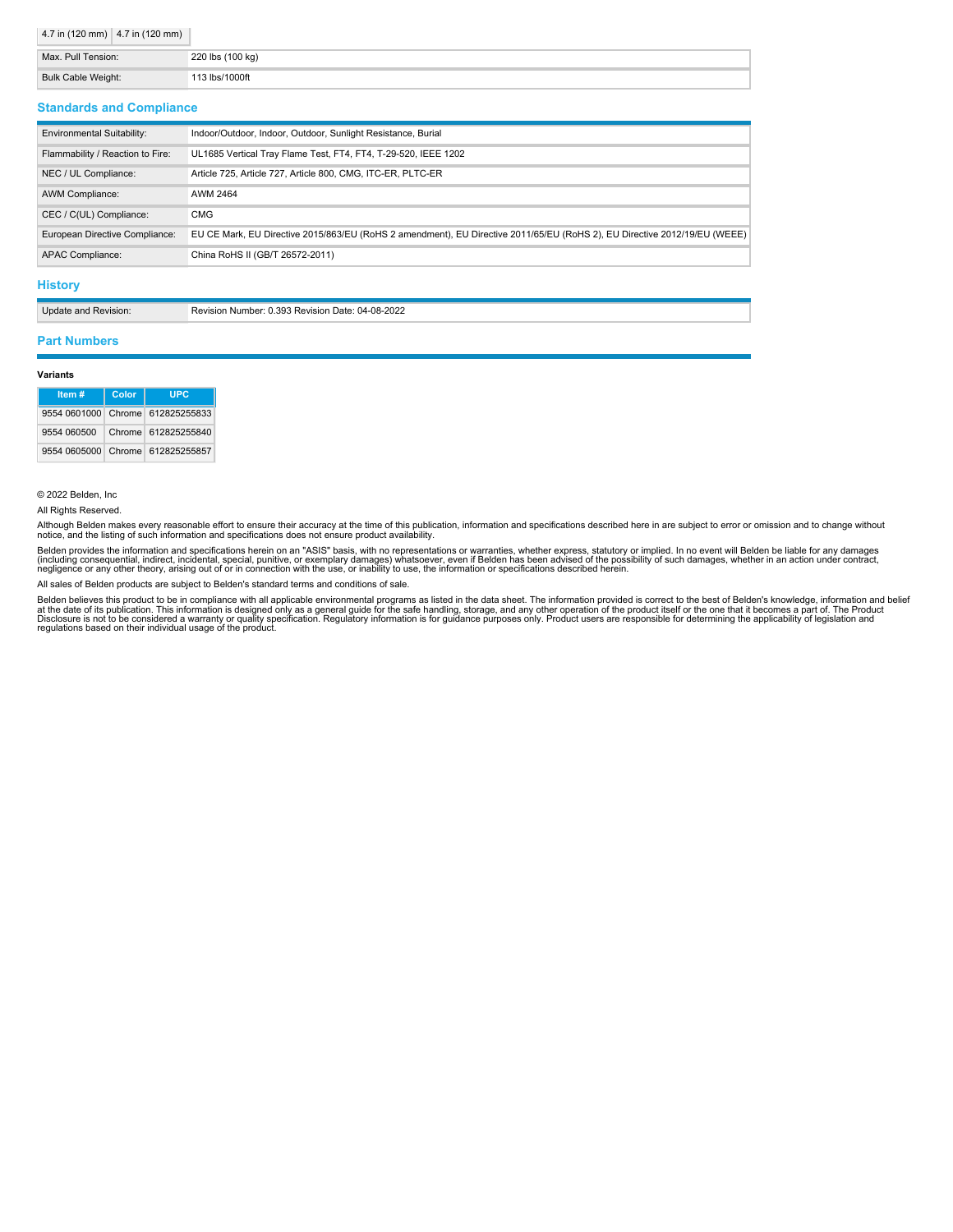| | |
|---|---|
| 4.7 in (120 mm) | 4.7 in (120 mm) |

| | |
|---|---|
| Max. Pull Tension: | 220 lbs (100 kg) |
| Bulk Cable Weight: | 113 lbs/1000ft |

## Standards and Compliance

| | |
|---|---|
| Environmental Suitability: | Indoor/Outdoor, Indoor, Outdoor, Sunlight Resistance, Burial |
| Flammability / Reaction to Fire: | UL1685 Vertical Tray Flame Test, FT4, FT4, T-29-520, IEEE 1202 |
| NEC / UL Compliance: | Article 725, Article 727, Article 800, CMG, ITC-ER, PLTC-ER |
| AWM Compliance: | AWM 2464 |
| CEC / C(UL) Compliance: | CMG |
| European Directive Compliance: | EU CE Mark, EU Directive 2015/863/EU (RoHS 2 amendment), EU Directive 2011/65/EU (RoHS 2), EU Directive 2012/19/EU (WEEE) |
| APAC Compliance: | China RoHS II (GB/T 26572-2011) |

## History

| | |
|---|---|
| Update and Revision: | Revision Number: 0.393 Revision Date: 04-08-2022 |

## Part Numbers

**Variants**

| Item # | Color | UPC |
|---|---|---|
| 9554 0601000 | Chrome | 612825255833 |
| 9554 060500 | Chrome | 612825255840 |
| 9554 0605000 | Chrome | 612825255857 |

© 2022 Belden, Inc

All Rights Reserved.

Although Belden makes every reasonable effort to ensure their accuracy at the time of this publication, information and specifications described here in are subject to error or omission and to change without notice, and the listing of such information and specifications does not ensure product availability.

Belden provides the information and specifications herein on an "ASIS" basis, with no representations or warranties, whether express, statutory or implied. In no event will Belden be liable for any damages (including consequential, indirect, incidental, special, punitive, or exemplary damages) whatsoever, even if Belden has been advised of the possibility of such damages, whether in an action under contract, negligence or any other theory, arising out of or in connection with the use, or inability to use, the information or specifications described herein.

All sales of Belden products are subject to Belden's standard terms and conditions of sale.

Belden believes this product to be in compliance with all applicable environmental programs as listed in the data sheet. The information provided is correct to the best of Belden's knowledge, information and belief at the date of its publication. This information is designed only as a general guide for the safe handling, storage, and any other operation of the product itself or the one that it becomes a part of. The Product Disclosure is not to be considered a warranty or quality specification. Regulatory information is for guidance purposes only. Product users are responsible for determining the applicability of legislation and regulations based on their individual usage of the product.